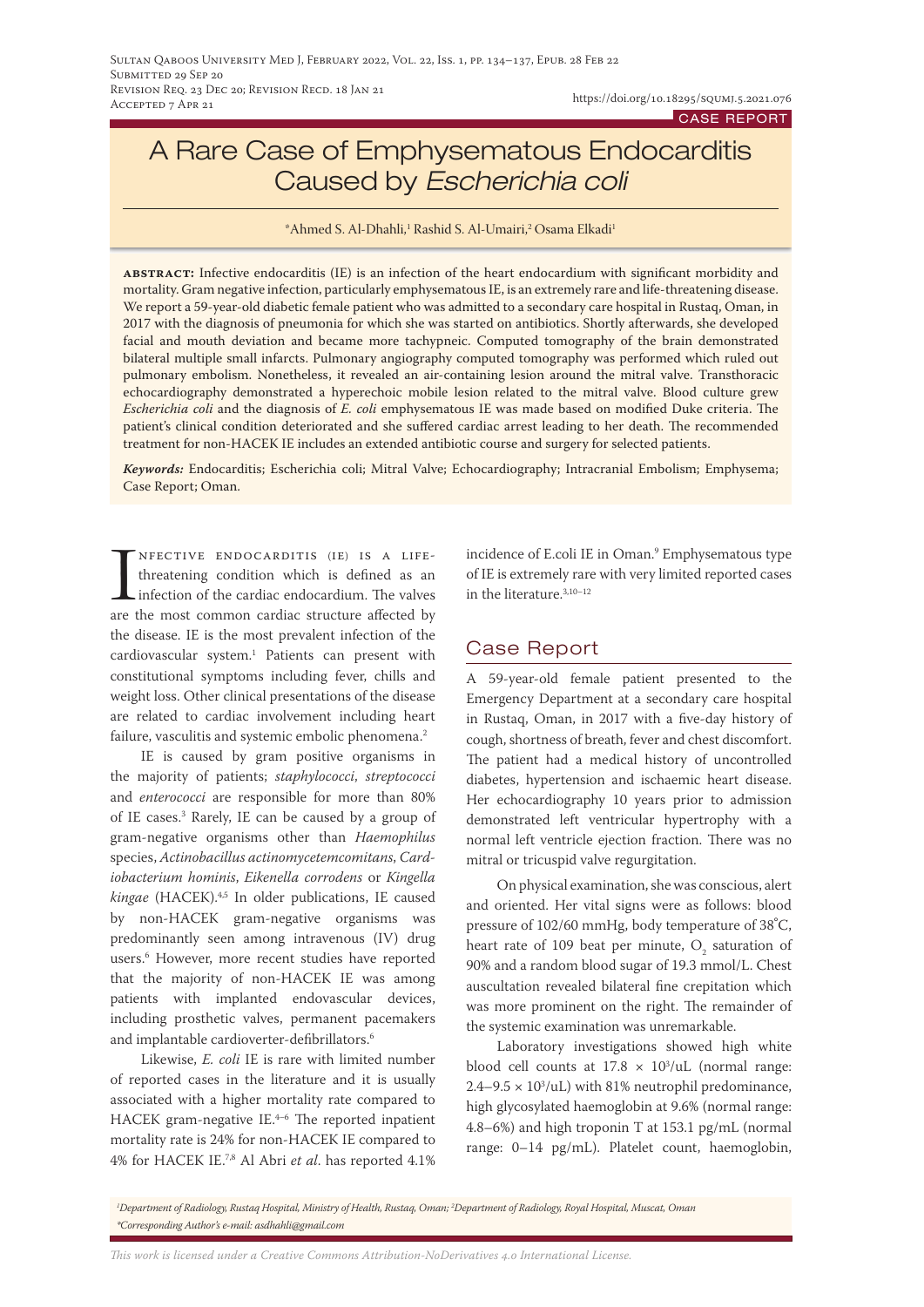CASE REPORT

# A Rare Case of Emphysematous Endocarditis Caused by *Escherichia coli*

*Ahmed S. Al-Dhahli,[1] Rashid S. Al-Umairi,[2] Osama Elkadi[1]

**ABSTRACT:** Infective endocarditis (IE) is an infection of the heart endocardium with significant morbidity and mortality. Gram negative infection, particularly emphysematous IE, is an extremely rare and life-threatening disease. We report a 59-year-old diabetic female patient who was admitted to a secondary care hospital in Rustaq, Oman, in 2017 with the diagnosis of pneumonia for which she was started on antibiotics. Shortly afterwards, she developed facial and mouth deviation and became more tachypneic. Computed tomography of the brain demonstrated bilateral multiple small infarcts. Pulmonary angiography computed tomography was performed which ruled out pulmonary embolism. Nonetheless, it revealed an air-containing lesion around the mitral valve. Transthoracic echocardiography demonstrated a hyperechoic mobile lesion related to the mitral valve. Blood culture grew *Escherichia coli* and the diagnosis of *E. coli* emphysematous IE was made based on modified Duke criteria. The patient's clinical condition deteriorated and she suffered cardiac arrest leading to her death. The recommended treatment for non-HACEK IE includes an extended antibiotic course and surgery for selected patients.

***Keywords:*** Endocarditis; Escherichia coli; Mitral Valve; Echocardiography; Intracranial Embolism; Emphysema; Case Report; Oman.

Infective endocarditis (IE) is a life-threatening condition which is defined as an infection of the cardiac endocardium. The valves are the most common cardiac structure affected by the disease. IE is the most prevalent infection of the cardiovascular system.[1] Patients can present with constitutional symptoms including fever, chills and weight loss. Other clinical presentations of the disease are related to cardiac involvement including heart failure, vasculitis and systemic embolic phenomena.[2]

IE is caused by gram positive organisms in the majority of patients; *staphylococci*, *streptococci* and *enterococci* are responsible for more than 80% of IE cases.[3] Rarely, IE can be caused by a group of gram-negative organisms other than *Haemophilus* species, *Actinobacillus actinomycetemcomitans*, *Cardiobacterium hominis*, *Eikenella corrodens* or *Kingella kingae* (HACEK).[4,5] In older publications, IE caused by non-HACEK gram-negative organisms was predominantly seen among intravenous (IV) drug users.[6] However, more recent studies have reported that the majority of non-HACEK IE was among patients with implanted endovascular devices, including prosthetic valves, permanent pacemakers and implantable cardioverter-defibrillators.[6]

Likewise, *E. coli* IE is rare with limited number of reported cases in the literature and it is usually associated with a higher mortality rate compared to HACEK gram-negative IE.[4–6] The reported inpatient mortality rate is 24% for non-HACEK IE compared to 4% for HACEK IE.[7,8] Al Abri *et al*. has reported 4.1% incidence of E.coli IE in Oman.[9] Emphysematous type of IE is extremely rare with very limited reported cases in the literature.[3,10–12]

## Case Report

A 59-year-old female patient presented to the Emergency Department at a secondary care hospital in Rustaq, Oman, in 2017 with a five-day history of cough, shortness of breath, fever and chest discomfort. The patient had a medical history of uncontrolled diabetes, hypertension and ischaemic heart disease. Her echocardiography 10 years prior to admission demonstrated left ventricular hypertrophy with a normal left ventricle ejection fraction. There was no mitral or tricuspid valve regurgitation.

On physical examination, she was conscious, alert and oriented. Her vital signs were as follows: blood pressure of 102/60 mmHg, body temperature of 38˚C, heart rate of 109 beat per minute, $O_2$ saturation of 90% and a random blood sugar of 19.3 mmol/L. Chest auscultation revealed bilateral fine crepitation which was more prominent on the right. The remainder of the systemic examination was unremarkable.

Laboratory investigations showed high white blood cell counts at $17.8 \times 10^3$/uL (normal range: $2.4–9.5 \times 10^3$/uL) with 81% neutrophil predominance, high glycosylated haemoglobin at 9.6% (normal range: 4.8–6%) and high troponin T at 153.1 pg/mL (normal range: 0–14 pg/mL). Platelet count, haemoglobin,

[1]Department of Radiology, Rustaq Hospital, Ministry of Health, Rustaq, Oman; [2]Department of Radiology, Royal Hospital, Muscat, Oman
*Corresponding Author's e-mail: asdhahli@gmail.com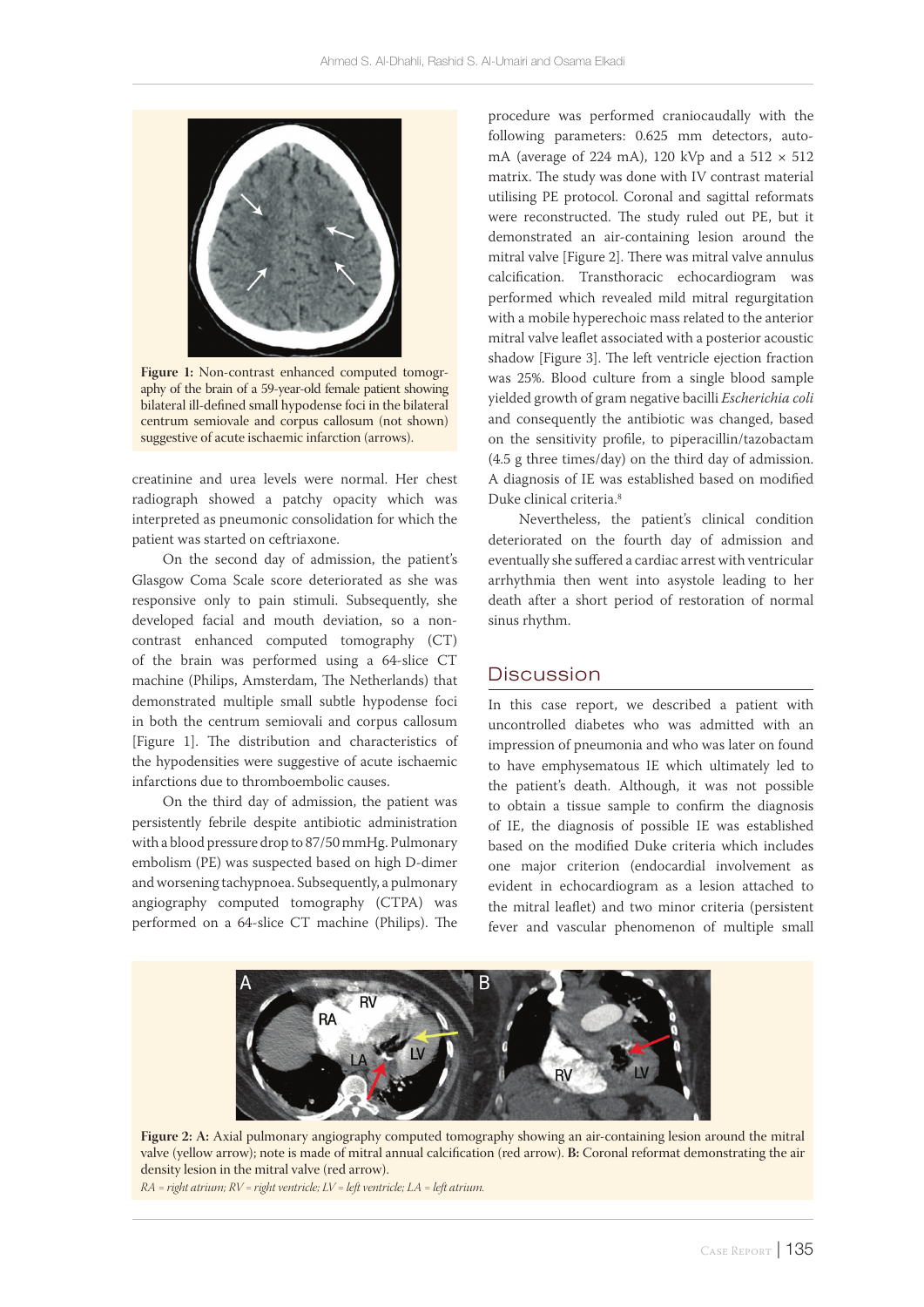Figure 1: Non-contrast enhanced computed tomography of the brain of a 59-year-old female patient showing bilateral ill-defined small hypodense foci in the bilateral centrum semiovale and corpus callosum (not shown) suggestive of acute ischaemic infarction (arrows).

creatinine and urea levels were normal. Her chest radiograph showed a patchy opacity which was interpreted as pneumonic consolidation for which the patient was started on ceftriaxone.

On the second day of admission, the patient's Glasgow Coma Scale score deteriorated as she was responsive only to pain stimuli. Subsequently, she developed facial and mouth deviation, so a non-contrast enhanced computed tomography (CT) of the brain was performed using a 64-slice CT machine (Philips, Amsterdam, The Netherlands) that demonstrated multiple small subtle hypodense foci in both the centrum semiovali and corpus callosum [Figure 1]. The distribution and characteristics of the hypodensities were suggestive of acute ischaemic infarctions due to thromboembolic causes.

On the third day of admission, the patient was persistently febrile despite antibiotic administration with a blood pressure drop to 87/50 mmHg. Pulmonary embolism (PE) was suspected based on high D-dimer and worsening tachypnoea. Subsequently, a pulmonary angiography computed tomography (CTPA) was performed on a 64-slice CT machine (Philips). The procedure was performed craniocaudally with the following parameters: 0.625 mm detectors, auto-mA (average of 224 mA), 120 kVp and a 512 × 512 matrix. The study was done with IV contrast material utilising PE protocol. Coronal and sagittal reformats were reconstructed. The study ruled out PE, but it demonstrated an air-containing lesion around the mitral valve [Figure 2]. There was mitral valve annulus calcification. Transthoracic echocardiogram was performed which revealed mild mitral regurgitation with a mobile hyperechoic mass related to the anterior mitral valve leaflet associated with a posterior acoustic shadow [Figure 3]. The left ventricle ejection fraction was 25%. Blood culture from a single blood sample yielded growth of gram negative bacilli *Escherichia coli* and consequently the antibiotic was changed, based on the sensitivity profile, to piperacillin/tazobactam (4.5 g three times/day) on the third day of admission. A diagnosis of IE was established based on modified Duke clinical criteria.[8]

Nevertheless, the patient's clinical condition deteriorated on the fourth day of admission and eventually she suffered a cardiac arrest with ventricular arrhythmia then went into asystole leading to her death after a short period of restoration of normal sinus rhythm.

## Discussion

In this case report, we described a patient with uncontrolled diabetes who was admitted with an impression of pneumonia and who was later on found to have emphysematous IE which ultimately led to the patient's death. Although, it was not possible to obtain a tissue sample to confirm the diagnosis of IE, the diagnosis of possible IE was established based on the modified Duke criteria which includes one major criterion (endocardial involvement as evident in echocardiogram as a lesion attached to the mitral leaflet) and two minor criteria (persistent fever and vascular phenomenon of multiple small

Figure 2: A: Axial pulmonary angiography computed tomography showing an air-containing lesion around the mitral valve (yellow arrow); note is made of mitral annual calcification (red arrow). B: Coronal reformat demonstrating the air density lesion in the mitral valve (red arrow).

*RA = right atrium; RV = right ventricle; LV = left ventricle; LA = left atrium.*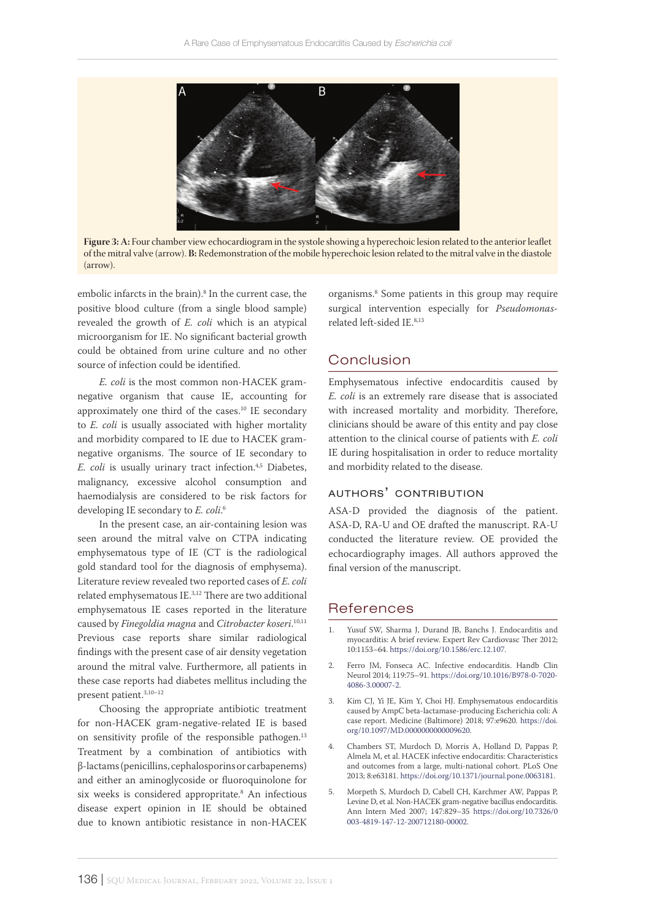Figure 3: A: Four chamber view echocardiogram in the systole showing a hyperechoic lesion related to the anterior leaflet of the mitral valve (arrow). B: Redemonstration of the mobile hyperechoic lesion related to the mitral valve in the diastole (arrow).

embolic infarcts in the brain).[8] In the current case, the positive blood culture (from a single blood sample) revealed the growth of *E. coli* which is an atypical microorganism for IE. No significant bacterial growth could be obtained from urine culture and no other source of infection could be identified.

*E. coli* is the most common non-HACEK gram-negative organism that cause IE, accounting for approximately one third of the cases.[10] IE secondary to *E. coli* is usually associated with higher mortality and morbidity compared to IE due to HACEK gram-negative organisms. The source of IE secondary to *E. coli* is usually urinary tract infection.[4,5] Diabetes, malignancy, excessive alcohol consumption and haemodialysis are considered to be risk factors for developing IE secondary to *E. coli*.[6]

In the present case, an air-containing lesion was seen around the mitral valve on CTPA indicating emphysematous type of IE (CT is the radiological gold standard tool for the diagnosis of emphysema). Literature review revealed two reported cases of *E. coli* related emphysematous IE.[3,12] There are two additional emphysematous IE cases reported in the literature caused by *Finegoldia magna* and *Citrobacter koseri*.[10,11] Previous case reports share similar radiological findings with the present case of air density vegetation around the mitral valve. Furthermore, all patients in these case reports had diabetes mellitus including the present patient.[3,10–12]

Choosing the appropriate antibiotic treatment for non-HACEK gram-negative-related IE is based on sensitivity profile of the responsible pathogen.[13] Treatment by a combination of antibiotics with β-lactams (penicillins, cephalosporins or carbapenems) and either an aminoglycoside or fluoroquinolone for six weeks is considered appropriate.[8] An infectious disease expert opinion in IE should be obtained due to known antibiotic resistance in non-HACEK organisms.[8] Some patients in this group may require surgical intervention especially for *Pseudomonas*-related left-sided IE.[8,13]

## Conclusion

Emphysematous infective endocarditis caused by *E. coli* is an extremely rare disease that is associated with increased mortality and morbidity. Therefore, clinicians should be aware of this entity and pay close attention to the clinical course of patients with *E. coli* IE during hospitalisation in order to reduce mortality and morbidity related to the disease.

### Authors' Contribution

ASA-D provided the diagnosis of the patient. ASA-D, RA-U and OE drafted the manuscript. RA-U conducted the literature review. OE provided the echocardiography images. All authors approved the final version of the manuscript.

## References

1. Yusuf SW, Sharma J, Durand JB, Banchs J. Endocarditis and myocarditis: A brief review. Expert Rev Cardiovasc Ther 2012; 10:1153–64. https://doi.org/10.1586/erc.12.107.
2. Ferro JM, Fonseca AC. Infective endocarditis. Handb Clin Neurol 2014; 119:75–91. https://doi.org/10.1016/B978-0-7020-4086-3.00007-2.
3. Kim CJ, Yi JE, Kim Y, Choi HJ. Emphysematous endocarditis caused by AmpC beta-lactamase-producing Escherichia coli: A case report. Medicine (Baltimore) 2018; 97:e9620. https://doi.org/10.1097/MD.0000000000009620.
4. Chambers ST, Murdoch D, Morris A, Holland D, Pappas P, Almela M, et al. HACEK infective endocarditis: Characteristics and outcomes from a large, multi-national cohort. PLoS One 2013; 8:e63181. https://doi.org/10.1371/journal.pone.0063181.
5. Morpeth S, Murdoch D, Cabell CH, Karchmer AW, Pappas P, Levine D, et al. Non-HACEK gram-negative bacillus endocarditis. Ann Intern Med 2007; 147:829–35 https://doi.org/10.7326/0003-4819-147-12-200712180-00002.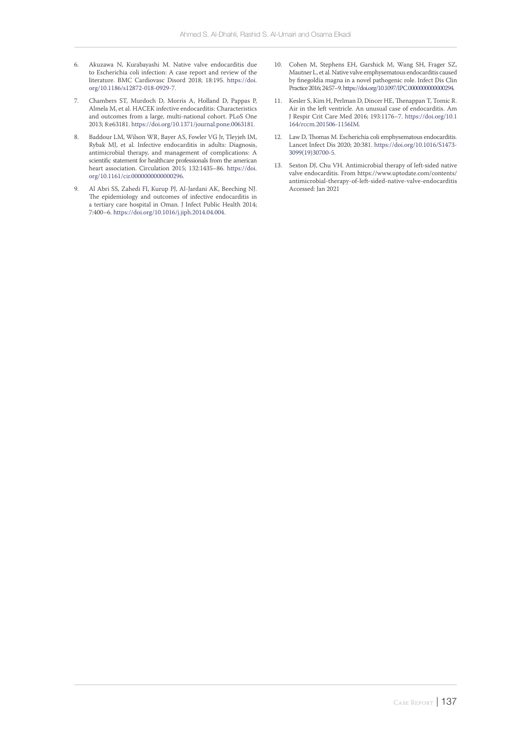6. Akuzawa N, Kurabayashi M. Native valve endocarditis due to Escherichia coli infection: A case report and review of the literature. BMC Cardiovasc Disord 2018; 18:195. https://doi.org/10.1186/s12872-018-0929-7.

7. Chambers ST, Murdoch D, Morris A, Holland D, Pappas P, Almela M, et al. HACEK infective endocarditis: Characteristics and outcomes from a large, multi-national cohort. PLoS One 2013; 8:e63181. https://doi.org/10.1371/journal.pone.0063181.

8. Baddour LM, Wilson WR, Bayer AS, Fowler VG Jr, Tleyjeh IM, Rybak MJ, et al. Infective endocarditis in adults: Diagnosis, antimicrobial therapy, and management of complications: A scientific statement for healthcare professionals from the american heart association. Circulation 2015; 132:1435–86. https://doi.org/10.1161/cir.0000000000000296.

9. Al Abri SS, Zahedi FI, Kurup PJ, Al-Jardani AK, Beeching NJ. The epidemiology and outcomes of infective endocarditis in a tertiary care hospital in Oman. J Infect Public Health 2014; 7:400–6. https://doi.org/10.1016/j.jiph.2014.04.004.

10. Cohen M, Stephens EH, Garshick M, Wang SH, Frager SZ, Mautner L, et al. Native valve emphysematous endocarditis caused by finegoldia magna in a novel pathogenic role. Infect Dis Clin Practice 2016; 24:57–9. https://doi.org/10.1097/IPC.0000000000000294.

11. Kesler S, Kim H, Perlman D, Dincer HE, Thenappan T, Tomic R. Air in the left ventricle. An unusual case of endocarditis. Am J Respir Crit Care Med 2016; 193:1176–7. https://doi.org/10.1164/rccm.201506-1156IM.

12. Law D, Thomas M. Escherichia coli emphysematous endocarditis. Lancet Infect Dis 2020; 20:381. https://doi.org/10.1016/S1473-3099(19)30700-5.

13. Sexton DJ, Chu VH. Antimicrobial therapy of left-sided native valve endocarditis. From https://www.uptodate.com/contents/antimicrobial-therapy-of-left-sided-native-valve-endocarditis Accessed: Jan 2021